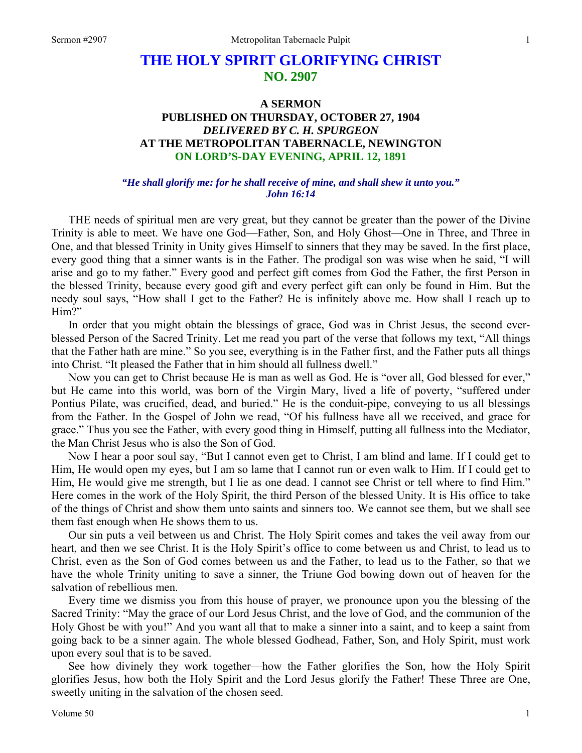# THE HOLY SPIRIT GLORIFYING CHRIST
## NO. 2907

### A SERMON
### PUBLISHED ON THURSDAY, OCTOBER 27, 1904
### *DELIVERED BY C. H. SPURGEON*
### AT THE METROPOLITAN TABERNACLE, NEWINGTON
### ON LORD'S-DAY EVENING, APRIL 12, 1891

***"He shall glorify me: for he shall receive of mine, and shall shew it unto you."***
***John 16:14***

THE needs of spiritual men are very great, but they cannot be greater than the power of the Divine Trinity is able to meet. We have one God—Father, Son, and Holy Ghost—One in Three, and Three in One, and that blessed Trinity in Unity gives Himself to sinners that they may be saved. In the first place, every good thing that a sinner wants is in the Father. The prodigal son was wise when he said, "I will arise and go to my father." Every good and perfect gift comes from God the Father, the first Person in the blessed Trinity, because every good gift and every perfect gift can only be found in Him. But the needy soul says, "How shall I get to the Father? He is infinitely above me. How shall I reach up to Him?"

In order that you might obtain the blessings of grace, God was in Christ Jesus, the second ever-blessed Person of the Sacred Trinity. Let me read you part of the verse that follows my text, "All things that the Father hath are mine." So you see, everything is in the Father first, and the Father puts all things into Christ. "It pleased the Father that in him should all fullness dwell."

Now you can get to Christ because He is man as well as God. He is "over all, God blessed for ever," but He came into this world, was born of the Virgin Mary, lived a life of poverty, "suffered under Pontius Pilate, was crucified, dead, and buried." He is the conduit-pipe, conveying to us all blessings from the Father. In the Gospel of John we read, "Of his fullness have all we received, and grace for grace." Thus you see the Father, with every good thing in Himself, putting all fullness into the Mediator, the Man Christ Jesus who is also the Son of God.

Now I hear a poor soul say, "But I cannot even get to Christ, I am blind and lame. If I could get to Him, He would open my eyes, but I am so lame that I cannot run or even walk to Him. If I could get to Him, He would give me strength, but I lie as one dead. I cannot see Christ or tell where to find Him." Here comes in the work of the Holy Spirit, the third Person of the blessed Unity. It is His office to take of the things of Christ and show them unto saints and sinners too. We cannot see them, but we shall see them fast enough when He shows them to us.

Our sin puts a veil between us and Christ. The Holy Spirit comes and takes the veil away from our heart, and then we see Christ. It is the Holy Spirit's office to come between us and Christ, to lead us to Christ, even as the Son of God comes between us and the Father, to lead us to the Father, so that we have the whole Trinity uniting to save a sinner, the Triune God bowing down out of heaven for the salvation of rebellious men.

Every time we dismiss you from this house of prayer, we pronounce upon you the blessing of the Sacred Trinity: "May the grace of our Lord Jesus Christ, and the love of God, and the communion of the Holy Ghost be with you!" And you want all that to make a sinner into a saint, and to keep a saint from going back to be a sinner again. The whole blessed Godhead, Father, Son, and Holy Spirit, must work upon every soul that is to be saved.

See how divinely they work together—how the Father glorifies the Son, how the Holy Spirit glorifies Jesus, how both the Holy Spirit and the Lord Jesus glorify the Father! These Three are One, sweetly uniting in the salvation of the chosen seed.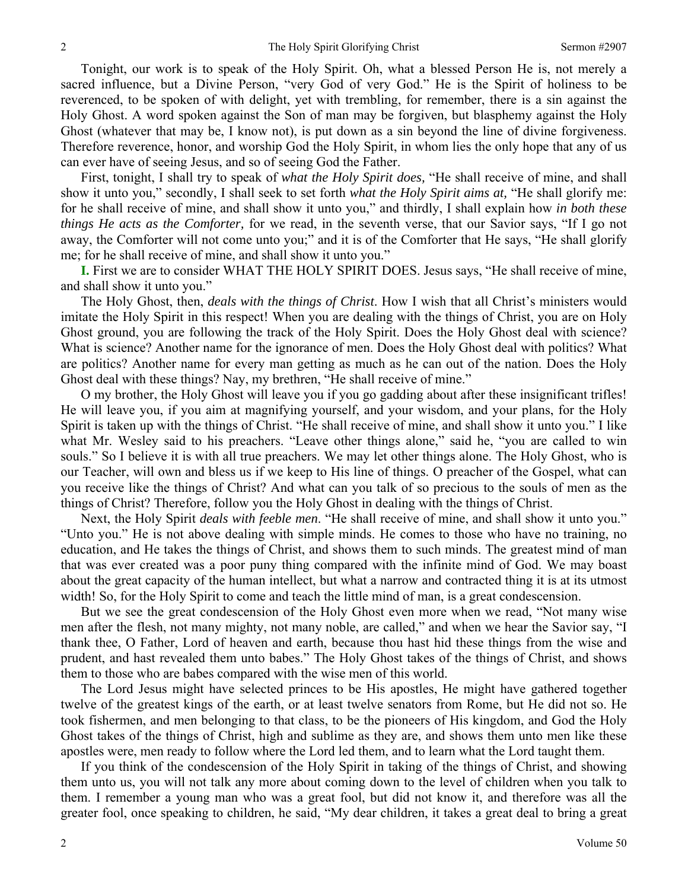Tonight, our work is to speak of the Holy Spirit. Oh, what a blessed Person He is, not merely a sacred influence, but a Divine Person, "very God of very God." He is the Spirit of holiness to be reverenced, to be spoken of with delight, yet with trembling, for remember, there is a sin against the Holy Ghost. A word spoken against the Son of man may be forgiven, but blasphemy against the Holy Ghost (whatever that may be, I know not), is put down as a sin beyond the line of divine forgiveness. Therefore reverence, honor, and worship God the Holy Spirit, in whom lies the only hope that any of us can ever have of seeing Jesus, and so of seeing God the Father.

First, tonight, I shall try to speak of *what the Holy Spirit does,* "He shall receive of mine, and shall show it unto you," secondly, I shall seek to set forth *what the Holy Spirit aims at,* "He shall glorify me: for he shall receive of mine, and shall show it unto you," and thirdly, I shall explain how *in both these things He acts as the Comforter,* for we read, in the seventh verse, that our Savior says, "If I go not away, the Comforter will not come unto you;" and it is of the Comforter that He says, "He shall glorify me; for he shall receive of mine, and shall show it unto you."

**I.** First we are to consider WHAT THE HOLY SPIRIT DOES. Jesus says, "He shall receive of mine, and shall show it unto you."

The Holy Ghost, then, *deals with the things of Christ*. How I wish that all Christ's ministers would imitate the Holy Spirit in this respect! When you are dealing with the things of Christ, you are on Holy Ghost ground, you are following the track of the Holy Spirit. Does the Holy Ghost deal with science? What is science? Another name for the ignorance of men. Does the Holy Ghost deal with politics? What are politics? Another name for every man getting as much as he can out of the nation. Does the Holy Ghost deal with these things? Nay, my brethren, "He shall receive of mine."

O my brother, the Holy Ghost will leave you if you go gadding about after these insignificant trifles! He will leave you, if you aim at magnifying yourself, and your wisdom, and your plans, for the Holy Spirit is taken up with the things of Christ. "He shall receive of mine, and shall show it unto you." I like what Mr. Wesley said to his preachers. "Leave other things alone," said he, "you are called to win souls." So I believe it is with all true preachers. We may let other things alone. The Holy Ghost, who is our Teacher, will own and bless us if we keep to His line of things. O preacher of the Gospel, what can you receive like the things of Christ? And what can you talk of so precious to the souls of men as the things of Christ? Therefore, follow you the Holy Ghost in dealing with the things of Christ.

Next, the Holy Spirit *deals with feeble men*. "He shall receive of mine, and shall show it unto you." "Unto you." He is not above dealing with simple minds. He comes to those who have no training, no education, and He takes the things of Christ, and shows them to such minds. The greatest mind of man that was ever created was a poor puny thing compared with the infinite mind of God. We may boast about the great capacity of the human intellect, but what a narrow and contracted thing it is at its utmost width! So, for the Holy Spirit to come and teach the little mind of man, is a great condescension.

But we see the great condescension of the Holy Ghost even more when we read, "Not many wise men after the flesh, not many mighty, not many noble, are called," and when we hear the Savior say, "I thank thee, O Father, Lord of heaven and earth, because thou hast hid these things from the wise and prudent, and hast revealed them unto babes." The Holy Ghost takes of the things of Christ, and shows them to those who are babes compared with the wise men of this world.

The Lord Jesus might have selected princes to be His apostles, He might have gathered together twelve of the greatest kings of the earth, or at least twelve senators from Rome, but He did not so. He took fishermen, and men belonging to that class, to be the pioneers of His kingdom, and God the Holy Ghost takes of the things of Christ, high and sublime as they are, and shows them unto men like these apostles were, men ready to follow where the Lord led them, and to learn what the Lord taught them.

If you think of the condescension of the Holy Spirit in taking of the things of Christ, and showing them unto us, you will not talk any more about coming down to the level of children when you talk to them. I remember a young man who was a great fool, but did not know it, and therefore was all the greater fool, once speaking to children, he said, "My dear children, it takes a great deal to bring a great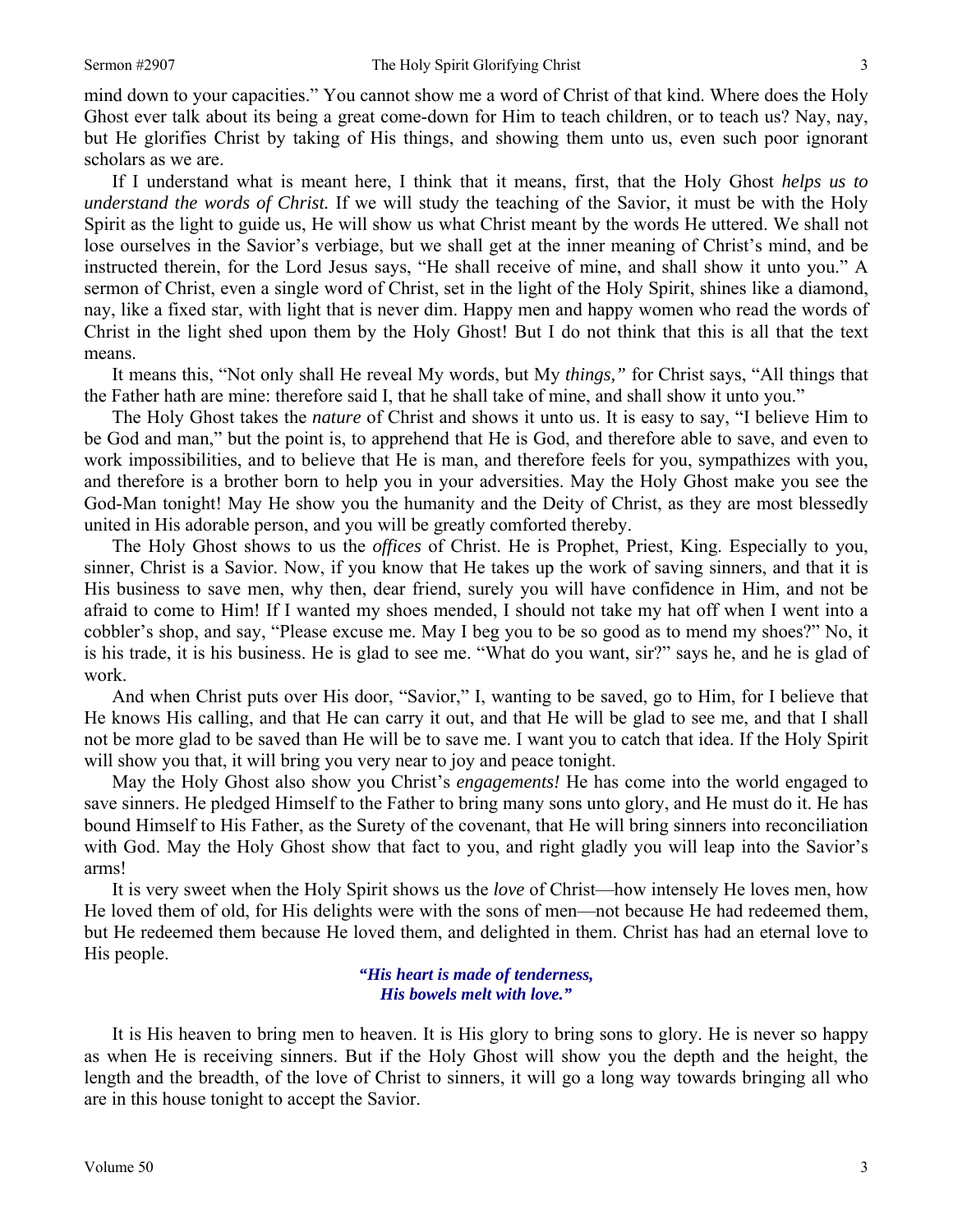mind down to your capacities." You cannot show me a word of Christ of that kind. Where does the Holy Ghost ever talk about its being a great come-down for Him to teach children, or to teach us? Nay, nay, but He glorifies Christ by taking of His things, and showing them unto us, even such poor ignorant scholars as we are.

If I understand what is meant here, I think that it means, first, that the Holy Ghost *helps us to understand the words of Christ.* If we will study the teaching of the Savior, it must be with the Holy Spirit as the light to guide us, He will show us what Christ meant by the words He uttered. We shall not lose ourselves in the Savior's verbiage, but we shall get at the inner meaning of Christ's mind, and be instructed therein, for the Lord Jesus says, "He shall receive of mine, and shall show it unto you." A sermon of Christ, even a single word of Christ, set in the light of the Holy Spirit, shines like a diamond, nay, like a fixed star, with light that is never dim. Happy men and happy women who read the words of Christ in the light shed upon them by the Holy Ghost! But I do not think that this is all that the text means.

It means this, "Not only shall He reveal My words, but My *things,"* for Christ says, "All things that the Father hath are mine: therefore said I, that he shall take of mine, and shall show it unto you."

The Holy Ghost takes the *nature* of Christ and shows it unto us. It is easy to say, "I believe Him to be God and man," but the point is, to apprehend that He is God, and therefore able to save, and even to work impossibilities, and to believe that He is man, and therefore feels for you, sympathizes with you, and therefore is a brother born to help you in your adversities. May the Holy Ghost make you see the God-Man tonight! May He show you the humanity and the Deity of Christ, as they are most blessedly united in His adorable person, and you will be greatly comforted thereby.

The Holy Ghost shows to us the *offices* of Christ. He is Prophet, Priest, King. Especially to you, sinner, Christ is a Savior. Now, if you know that He takes up the work of saving sinners, and that it is His business to save men, why then, dear friend, surely you will have confidence in Him, and not be afraid to come to Him! If I wanted my shoes mended, I should not take my hat off when I went into a cobbler's shop, and say, "Please excuse me. May I beg you to be so good as to mend my shoes?" No, it is his trade, it is his business. He is glad to see me. "What do you want, sir?" says he, and he is glad of work.

And when Christ puts over His door, "Savior," I, wanting to be saved, go to Him, for I believe that He knows His calling, and that He can carry it out, and that He will be glad to see me, and that I shall not be more glad to be saved than He will be to save me. I want you to catch that idea. If the Holy Spirit will show you that, it will bring you very near to joy and peace tonight.

May the Holy Ghost also show you Christ's *engagements!* He has come into the world engaged to save sinners. He pledged Himself to the Father to bring many sons unto glory, and He must do it. He has bound Himself to His Father, as the Surety of the covenant, that He will bring sinners into reconciliation with God. May the Holy Ghost show that fact to you, and right gladly you will leap into the Savior's arms!

It is very sweet when the Holy Spirit shows us the *love* of Christ—how intensely He loves men, how He loved them of old, for His delights were with the sons of men—not because He had redeemed them, but He redeemed them because He loved them, and delighted in them. Christ has had an eternal love to His people.

***"His heart is made of tenderness,***
***His bowels melt with love."***

It is His heaven to bring men to heaven. It is His glory to bring sons to glory. He is never so happy as when He is receiving sinners. But if the Holy Ghost will show you the depth and the height, the length and the breadth, of the love of Christ to sinners, it will go a long way towards bringing all who are in this house tonight to accept the Savior.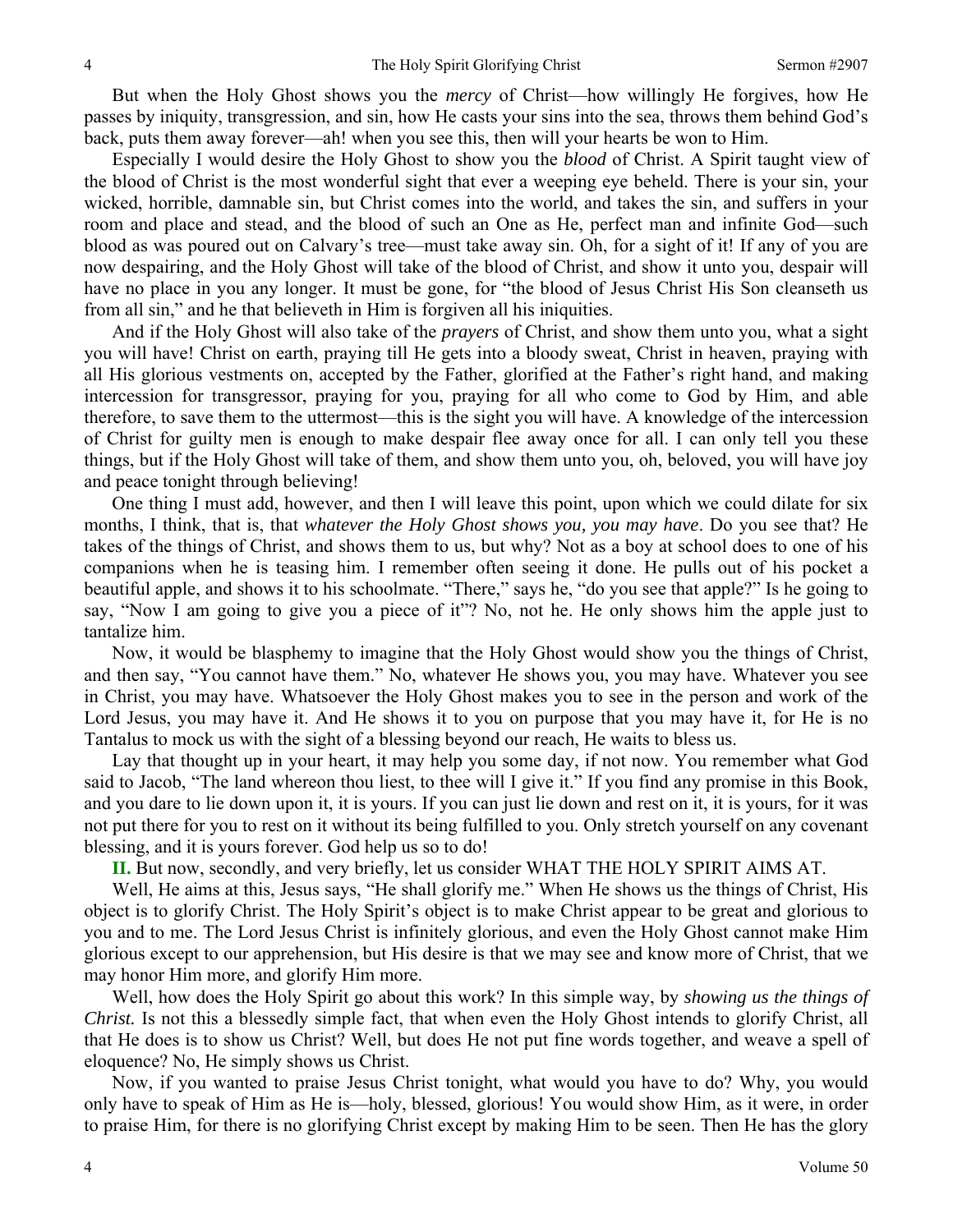But when the Holy Ghost shows you the *mercy* of Christ—how willingly He forgives, how He passes by iniquity, transgression, and sin, how He casts your sins into the sea, throws them behind God's back, puts them away forever—ah! when you see this, then will your hearts be won to Him.

Especially I would desire the Holy Ghost to show you the *blood* of Christ. A Spirit taught view of the blood of Christ is the most wonderful sight that ever a weeping eye beheld. There is your sin, your wicked, horrible, damnable sin, but Christ comes into the world, and takes the sin, and suffers in your room and place and stead, and the blood of such an One as He, perfect man and infinite God—such blood as was poured out on Calvary's tree—must take away sin. Oh, for a sight of it! If any of you are now despairing, and the Holy Ghost will take of the blood of Christ, and show it unto you, despair will have no place in you any longer. It must be gone, for "the blood of Jesus Christ His Son cleanseth us from all sin," and he that believeth in Him is forgiven all his iniquities.

And if the Holy Ghost will also take of the *prayers* of Christ, and show them unto you, what a sight you will have! Christ on earth, praying till He gets into a bloody sweat, Christ in heaven, praying with all His glorious vestments on, accepted by the Father, glorified at the Father's right hand, and making intercession for transgressor, praying for you, praying for all who come to God by Him, and able therefore, to save them to the uttermost—this is the sight you will have. A knowledge of the intercession of Christ for guilty men is enough to make despair flee away once for all. I can only tell you these things, but if the Holy Ghost will take of them, and show them unto you, oh, beloved, you will have joy and peace tonight through believing!

One thing I must add, however, and then I will leave this point, upon which we could dilate for six months, I think, that is, that *whatever the Holy Ghost shows you, you may have*. Do you see that? He takes of the things of Christ, and shows them to us, but why? Not as a boy at school does to one of his companions when he is teasing him. I remember often seeing it done. He pulls out of his pocket a beautiful apple, and shows it to his schoolmate. "There," says he, "do you see that apple?" Is he going to say, "Now I am going to give you a piece of it"? No, not he. He only shows him the apple just to tantalize him.

Now, it would be blasphemy to imagine that the Holy Ghost would show you the things of Christ, and then say, "You cannot have them." No, whatever He shows you, you may have. Whatever you see in Christ, you may have. Whatsoever the Holy Ghost makes you to see in the person and work of the Lord Jesus, you may have it. And He shows it to you on purpose that you may have it, for He is no Tantalus to mock us with the sight of a blessing beyond our reach, He waits to bless us.

Lay that thought up in your heart, it may help you some day, if not now. You remember what God said to Jacob, "The land whereon thou liest, to thee will I give it." If you find any promise in this Book, and you dare to lie down upon it, it is yours. If you can just lie down and rest on it, it is yours, for it was not put there for you to rest on it without its being fulfilled to you. Only stretch yourself on any covenant blessing, and it is yours forever. God help us so to do!

**II.** But now, secondly, and very briefly, let us consider WHAT THE HOLY SPIRIT AIMS AT.

Well, He aims at this, Jesus says, "He shall glorify me." When He shows us the things of Christ, His object is to glorify Christ. The Holy Spirit's object is to make Christ appear to be great and glorious to you and to me. The Lord Jesus Christ is infinitely glorious, and even the Holy Ghost cannot make Him glorious except to our apprehension, but His desire is that we may see and know more of Christ, that we may honor Him more, and glorify Him more.

Well, how does the Holy Spirit go about this work? In this simple way, by *showing us the things of Christ.* Is not this a blessedly simple fact, that when even the Holy Ghost intends to glorify Christ, all that He does is to show us Christ? Well, but does He not put fine words together, and weave a spell of eloquence? No, He simply shows us Christ.

Now, if you wanted to praise Jesus Christ tonight, what would you have to do? Why, you would only have to speak of Him as He is—holy, blessed, glorious! You would show Him, as it were, in order to praise Him, for there is no glorifying Christ except by making Him to be seen. Then He has the glory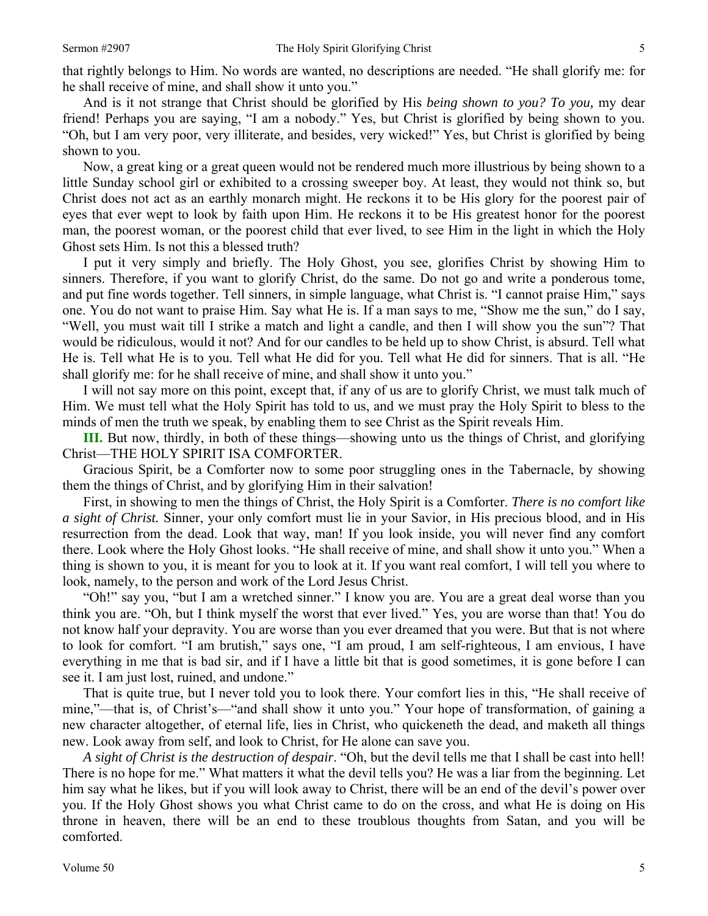that rightly belongs to Him. No words are wanted, no descriptions are needed. "He shall glorify me: for he shall receive of mine, and shall show it unto you."

And is it not strange that Christ should be glorified by His *being shown to you? To you,* my dear friend! Perhaps you are saying, "I am a nobody." Yes, but Christ is glorified by being shown to you. "Oh, but I am very poor, very illiterate, and besides, very wicked!" Yes, but Christ is glorified by being shown to you.

Now, a great king or a great queen would not be rendered much more illustrious by being shown to a little Sunday school girl or exhibited to a crossing sweeper boy. At least, they would not think so, but Christ does not act as an earthly monarch might. He reckons it to be His glory for the poorest pair of eyes that ever wept to look by faith upon Him. He reckons it to be His greatest honor for the poorest man, the poorest woman, or the poorest child that ever lived, to see Him in the light in which the Holy Ghost sets Him. Is not this a blessed truth?

I put it very simply and briefly. The Holy Ghost, you see, glorifies Christ by showing Him to sinners. Therefore, if you want to glorify Christ, do the same. Do not go and write a ponderous tome, and put fine words together. Tell sinners, in simple language, what Christ is. "I cannot praise Him," says one. You do not want to praise Him. Say what He is. If a man says to me, "Show me the sun," do I say, "Well, you must wait till I strike a match and light a candle, and then I will show you the sun"? That would be ridiculous, would it not? And for our candles to be held up to show Christ, is absurd. Tell what He is. Tell what He is to you. Tell what He did for you. Tell what He did for sinners. That is all. "He shall glorify me: for he shall receive of mine, and shall show it unto you."

I will not say more on this point, except that, if any of us are to glorify Christ, we must talk much of Him. We must tell what the Holy Spirit has told to us, and we must pray the Holy Spirit to bless to the minds of men the truth we speak, by enabling them to see Christ as the Spirit reveals Him.

**III.** But now, thirdly, in both of these things—showing unto us the things of Christ, and glorifying Christ—THE HOLY SPIRIT ISA COMFORTER.

Gracious Spirit, be a Comforter now to some poor struggling ones in the Tabernacle, by showing them the things of Christ, and by glorifying Him in their salvation!

First, in showing to men the things of Christ, the Holy Spirit is a Comforter. *There is no comfort like a sight of Christ.* Sinner, your only comfort must lie in your Savior, in His precious blood, and in His resurrection from the dead. Look that way, man! If you look inside, you will never find any comfort there. Look where the Holy Ghost looks. "He shall receive of mine, and shall show it unto you." When a thing is shown to you, it is meant for you to look at it. If you want real comfort, I will tell you where to look, namely, to the person and work of the Lord Jesus Christ.

"Oh!" say you, "but I am a wretched sinner." I know you are. You are a great deal worse than you think you are. "Oh, but I think myself the worst that ever lived." Yes, you are worse than that! You do not know half your depravity. You are worse than you ever dreamed that you were. But that is not where to look for comfort. "I am brutish," says one, "I am proud, I am self-righteous, I am envious, I have everything in me that is bad sir, and if I have a little bit that is good sometimes, it is gone before I can see it. I am just lost, ruined, and undone."

That is quite true, but I never told you to look there. Your comfort lies in this, "He shall receive of mine,"—that is, of Christ's—"and shall show it unto you." Your hope of transformation, of gaining a new character altogether, of eternal life, lies in Christ, who quickeneth the dead, and maketh all things new. Look away from self, and look to Christ, for He alone can save you.

*A sight of Christ is the destruction of despair*. "Oh, but the devil tells me that I shall be cast into hell! There is no hope for me." What matters it what the devil tells you? He was a liar from the beginning. Let him say what he likes, but if you will look away to Christ, there will be an end of the devil's power over you. If the Holy Ghost shows you what Christ came to do on the cross, and what He is doing on His throne in heaven, there will be an end to these troublous thoughts from Satan, and you will be comforted.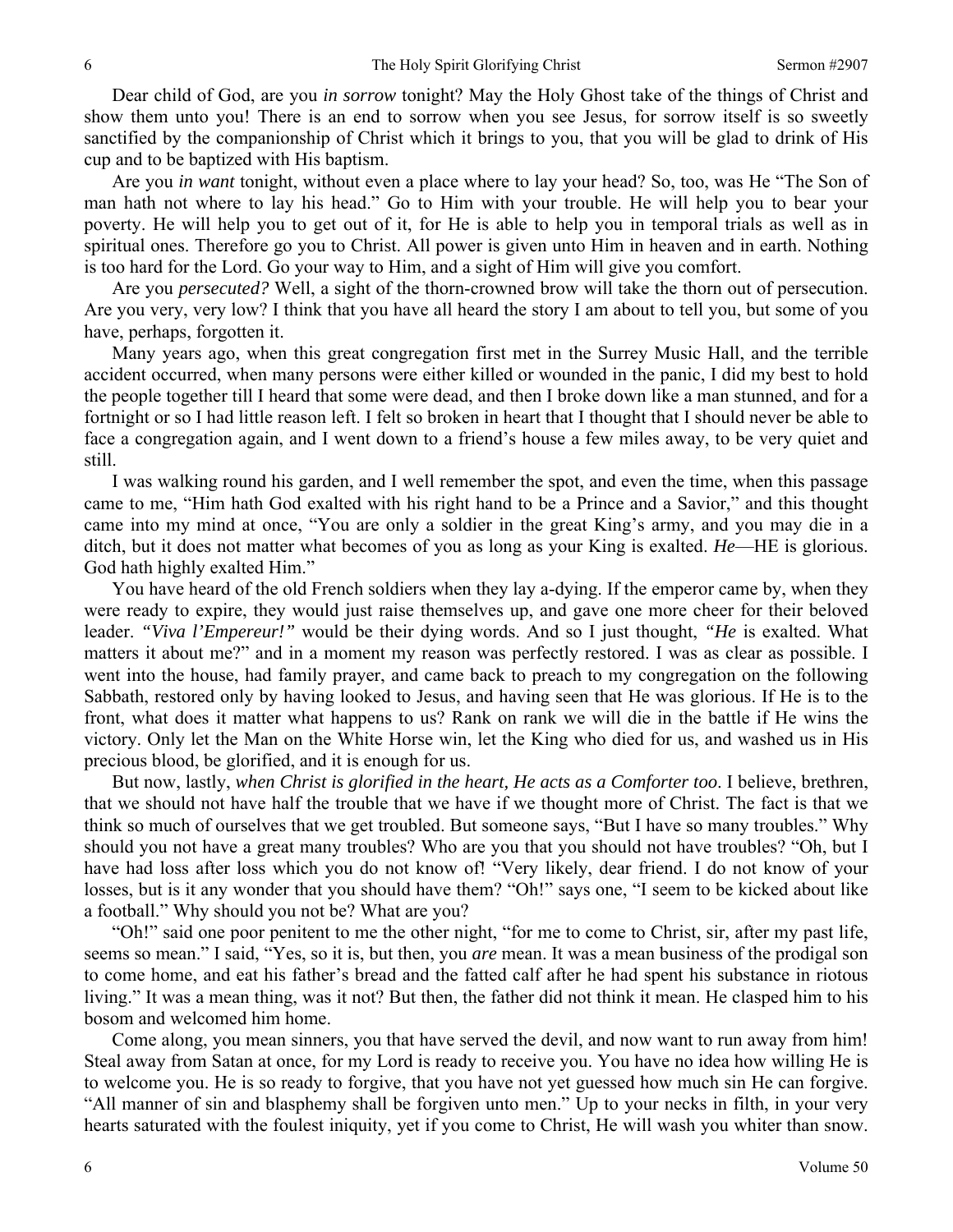Dear child of God, are you *in sorrow* tonight? May the Holy Ghost take of the things of Christ and show them unto you! There is an end to sorrow when you see Jesus, for sorrow itself is so sweetly sanctified by the companionship of Christ which it brings to you, that you will be glad to drink of His cup and to be baptized with His baptism.

Are you *in want* tonight, without even a place where to lay your head? So, too, was He "The Son of man hath not where to lay his head." Go to Him with your trouble. He will help you to bear your poverty. He will help you to get out of it, for He is able to help you in temporal trials as well as in spiritual ones. Therefore go you to Christ. All power is given unto Him in heaven and in earth. Nothing is too hard for the Lord. Go your way to Him, and a sight of Him will give you comfort.

Are you *persecuted?* Well, a sight of the thorn-crowned brow will take the thorn out of persecution. Are you very, very low? I think that you have all heard the story I am about to tell you, but some of you have, perhaps, forgotten it.

Many years ago, when this great congregation first met in the Surrey Music Hall, and the terrible accident occurred, when many persons were either killed or wounded in the panic, I did my best to hold the people together till I heard that some were dead, and then I broke down like a man stunned, and for a fortnight or so I had little reason left. I felt so broken in heart that I thought that I should never be able to face a congregation again, and I went down to a friend's house a few miles away, to be very quiet and still.

I was walking round his garden, and I well remember the spot, and even the time, when this passage came to me, "Him hath God exalted with his right hand to be a Prince and a Savior," and this thought came into my mind at once, "You are only a soldier in the great King's army, and you may die in a ditch, but it does not matter what becomes of you as long as your King is exalted. *He*—HE is glorious. God hath highly exalted Him."

You have heard of the old French soldiers when they lay a-dying. If the emperor came by, when they were ready to expire, they would just raise themselves up, and gave one more cheer for their beloved leader. *"Viva l'Empereur!"* would be their dying words. And so I just thought, *"He* is exalted. What matters it about me?" and in a moment my reason was perfectly restored. I was as clear as possible. I went into the house, had family prayer, and came back to preach to my congregation on the following Sabbath, restored only by having looked to Jesus, and having seen that He was glorious. If He is to the front, what does it matter what happens to us? Rank on rank we will die in the battle if He wins the victory. Only let the Man on the White Horse win, let the King who died for us, and washed us in His precious blood, be glorified, and it is enough for us.

But now, lastly, *when Christ is glorified in the heart, He acts as a Comforter too*. I believe, brethren, that we should not have half the trouble that we have if we thought more of Christ. The fact is that we think so much of ourselves that we get troubled. But someone says, "But I have so many troubles." Why should you not have a great many troubles? Who are you that you should not have troubles? "Oh, but I have had loss after loss which you do not know of! "Very likely, dear friend. I do not know of your losses, but is it any wonder that you should have them? "Oh!" says one, "I seem to be kicked about like a football." Why should you not be? What are you?

"Oh!" said one poor penitent to me the other night, "for me to come to Christ, sir, after my past life, seems so mean." I said, "Yes, so it is, but then, you *are* mean. It was a mean business of the prodigal son to come home, and eat his father's bread and the fatted calf after he had spent his substance in riotous living." It was a mean thing, was it not? But then, the father did not think it mean. He clasped him to his bosom and welcomed him home.

Come along, you mean sinners, you that have served the devil, and now want to run away from him! Steal away from Satan at once, for my Lord is ready to receive you. You have no idea how willing He is to welcome you. He is so ready to forgive, that you have not yet guessed how much sin He can forgive. "All manner of sin and blasphemy shall be forgiven unto men." Up to your necks in filth, in your very hearts saturated with the foulest iniquity, yet if you come to Christ, He will wash you whiter than snow.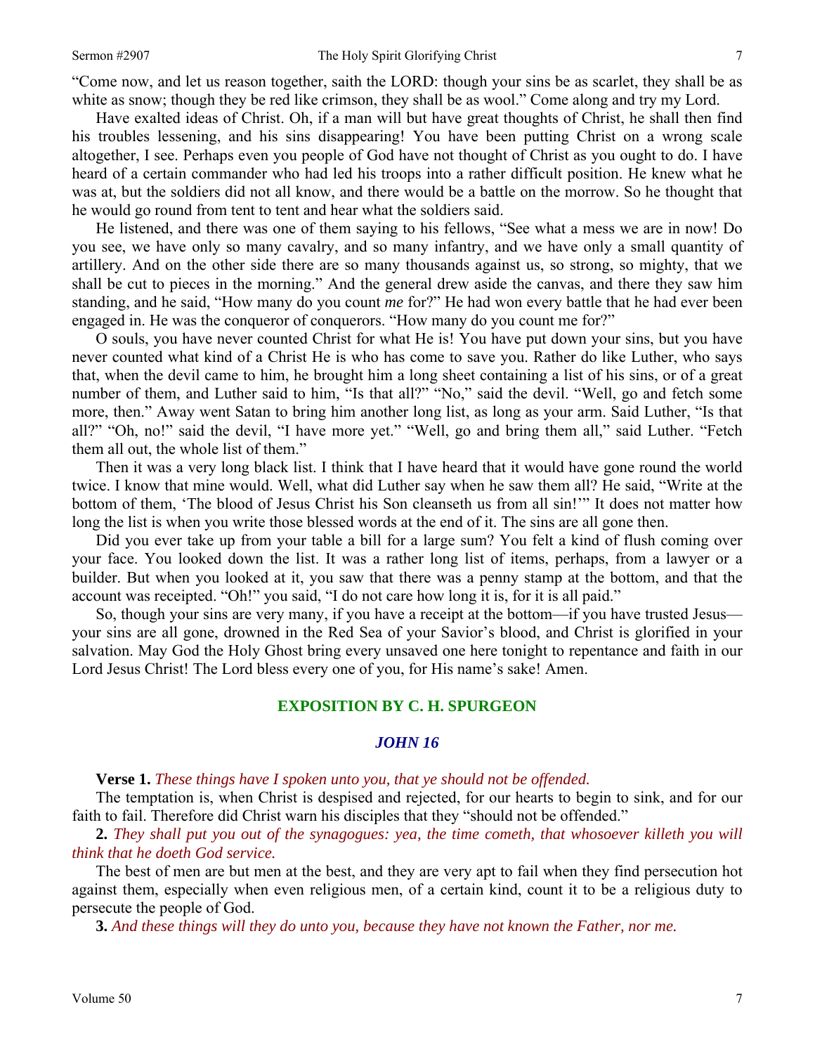"Come now, and let us reason together, saith the LORD: though your sins be as scarlet, they shall be as white as snow; though they be red like crimson, they shall be as wool." Come along and try my Lord.

Have exalted ideas of Christ. Oh, if a man will but have great thoughts of Christ, he shall then find his troubles lessening, and his sins disappearing! You have been putting Christ on a wrong scale altogether, I see. Perhaps even you people of God have not thought of Christ as you ought to do. I have heard of a certain commander who had led his troops into a rather difficult position. He knew what he was at, but the soldiers did not all know, and there would be a battle on the morrow. So he thought that he would go round from tent to tent and hear what the soldiers said.

He listened, and there was one of them saying to his fellows, "See what a mess we are in now! Do you see, we have only so many cavalry, and so many infantry, and we have only a small quantity of artillery. And on the other side there are so many thousands against us, so strong, so mighty, that we shall be cut to pieces in the morning." And the general drew aside the canvas, and there they saw him standing, and he said, "How many do you count *me* for?" He had won every battle that he had ever been engaged in. He was the conqueror of conquerors. "How many do you count me for?"

O souls, you have never counted Christ for what He is! You have put down your sins, but you have never counted what kind of a Christ He is who has come to save you. Rather do like Luther, who says that, when the devil came to him, he brought him a long sheet containing a list of his sins, or of a great number of them, and Luther said to him, "Is that all?" "No," said the devil. "Well, go and fetch some more, then." Away went Satan to bring him another long list, as long as your arm. Said Luther, "Is that all?" "Oh, no!" said the devil, "I have more yet." "Well, go and bring them all," said Luther. "Fetch them all out, the whole list of them."

Then it was a very long black list. I think that I have heard that it would have gone round the world twice. I know that mine would. Well, what did Luther say when he saw them all? He said, "Write at the bottom of them, 'The blood of Jesus Christ his Son cleanseth us from all sin!'" It does not matter how long the list is when you write those blessed words at the end of it. The sins are all gone then.

Did you ever take up from your table a bill for a large sum? You felt a kind of flush coming over your face. You looked down the list. It was a rather long list of items, perhaps, from a lawyer or a builder. But when you looked at it, you saw that there was a penny stamp at the bottom, and that the account was receipted. "Oh!" you said, "I do not care how long it is, for it is all paid."

So, though your sins are very many, if you have a receipt at the bottom—if you have trusted Jesus—your sins are all gone, drowned in the Red Sea of your Savior's blood, and Christ is glorified in your salvation. May God the Holy Ghost bring every unsaved one here tonight to repentance and faith in our Lord Jesus Christ! The Lord bless every one of you, for His name's sake! Amen.

## EXPOSITION BY C. H. SPURGEON

### *JOHN 16*

**Verse 1.** *These things have I spoken unto you, that ye should not be offended.*

The temptation is, when Christ is despised and rejected, for our hearts to begin to sink, and for our faith to fail. Therefore did Christ warn his disciples that they "should not be offended."

**2.** *They shall put you out of the synagogues: yea, the time cometh, that whosoever killeth you will think that he doeth God service.*

The best of men are but men at the best, and they are very apt to fail when they find persecution hot against them, especially when even religious men, of a certain kind, count it to be a religious duty to persecute the people of God.

**3.** *And these things will they do unto you, because they have not known the Father, nor me.*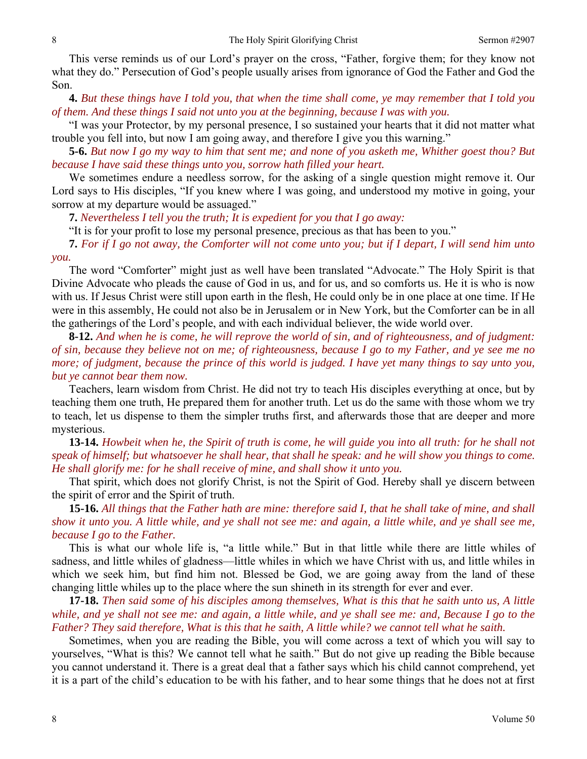This verse reminds us of our Lord's prayer on the cross, "Father, forgive them; for they know not what they do." Persecution of God's people usually arises from ignorance of God the Father and God the Son.

**4.** *But these things have I told you, that when the time shall come, ye may remember that I told you of them. And these things I said not unto you at the beginning, because I was with you.*

"I was your Protector, by my personal presence, I so sustained your hearts that it did not matter what trouble you fell into, but now I am going away, and therefore I give you this warning."

**5-6.** *But now I go my way to him that sent me; and none of you asketh me, Whither goest thou? But because I have said these things unto you, sorrow hath filled your heart.*

We sometimes endure a needless sorrow, for the asking of a single question might remove it. Our Lord says to His disciples, "If you knew where I was going, and understood my motive in going, your sorrow at my departure would be assuaged."

**7.** *Nevertheless I tell you the truth; It is expedient for you that I go away:*

"It is for your profit to lose my personal presence, precious as that has been to you."

**7.** *For if I go not away, the Comforter will not come unto you; but if I depart, I will send him unto you.*

The word "Comforter" might just as well have been translated "Advocate." The Holy Spirit is that Divine Advocate who pleads the cause of God in us, and for us, and so comforts us. He it is who is now with us. If Jesus Christ were still upon earth in the flesh, He could only be in one place at one time. If He were in this assembly, He could not also be in Jerusalem or in New York, but the Comforter can be in all the gatherings of the Lord's people, and with each individual believer, the wide world over.

**8-12.** *And when he is come, he will reprove the world of sin, and of righteousness, and of judgment: of sin, because they believe not on me; of righteousness, because I go to my Father, and ye see me no more; of judgment, because the prince of this world is judged. I have yet many things to say unto you, but ye cannot bear them now.*

Teachers, learn wisdom from Christ. He did not try to teach His disciples everything at once, but by teaching them one truth, He prepared them for another truth. Let us do the same with those whom we try to teach, let us dispense to them the simpler truths first, and afterwards those that are deeper and more mysterious.

**13-14.** *Howbeit when he, the Spirit of truth is come, he will guide you into all truth: for he shall not speak of himself; but whatsoever he shall hear, that shall he speak: and he will show you things to come. He shall glorify me: for he shall receive of mine, and shall show it unto you.*

That spirit, which does not glorify Christ, is not the Spirit of God. Hereby shall ye discern between the spirit of error and the Spirit of truth.

**15-16.** *All things that the Father hath are mine: therefore said I, that he shall take of mine, and shall show it unto you. A little while, and ye shall not see me: and again, a little while, and ye shall see me, because I go to the Father.*

This is what our whole life is, "a little while." But in that little while there are little whiles of sadness, and little whiles of gladness—little whiles in which we have Christ with us, and little whiles in which we seek him, but find him not. Blessed be God, we are going away from the land of these changing little whiles up to the place where the sun shineth in its strength for ever and ever.

**17-18.** *Then said some of his disciples among themselves, What is this that he saith unto us, A little while, and ye shall not see me: and again, a little while, and ye shall see me: and, Because I go to the Father? They said therefore, What is this that he saith, A little while? we cannot tell what he saith.*

Sometimes, when you are reading the Bible, you will come across a text of which you will say to yourselves, "What is this? We cannot tell what he saith." But do not give up reading the Bible because you cannot understand it. There is a great deal that a father says which his child cannot comprehend, yet it is a part of the child's education to be with his father, and to hear some things that he does not at first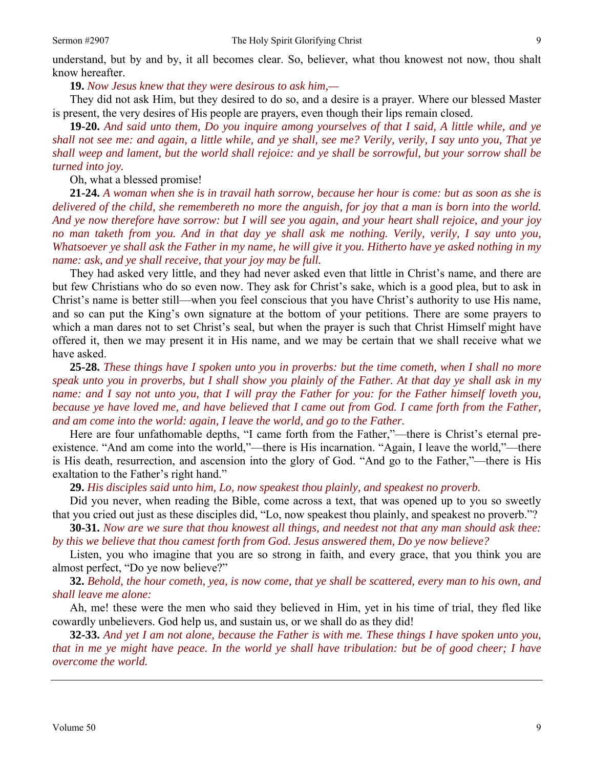understand, but by and by, it all becomes clear. So, believer, what thou knowest not now, thou shalt know hereafter.

**19.** *Now Jesus knew that they were desirous to ask him,—*

They did not ask Him, but they desired to do so, and a desire is a prayer. Where our blessed Master is present, the very desires of His people are prayers, even though their lips remain closed.

**19-20.** *And said unto them, Do you inquire among yourselves of that I said, A little while, and ye shall not see me: and again, a little while, and ye shall, see me? Verily, verily, I say unto you, That ye shall weep and lament, but the world shall rejoice: and ye shall be sorrowful, but your sorrow shall be turned into joy.*

Oh, what a blessed promise!

**21-24.** *A woman when she is in travail hath sorrow, because her hour is come: but as soon as she is delivered of the child, she remembereth no more the anguish, for joy that a man is born into the world. And ye now therefore have sorrow: but I will see you again, and your heart shall rejoice, and your joy no man taketh from you. And in that day ye shall ask me nothing. Verily, verily, I say unto you, Whatsoever ye shall ask the Father in my name, he will give it you. Hitherto have ye asked nothing in my name: ask, and ye shall receive, that your joy may be full.*

They had asked very little, and they had never asked even that little in Christ's name, and there are but few Christians who do so even now. They ask for Christ's sake, which is a good plea, but to ask in Christ's name is better still—when you feel conscious that you have Christ's authority to use His name, and so can put the King's own signature at the bottom of your petitions. There are some prayers to which a man dares not to set Christ's seal, but when the prayer is such that Christ Himself might have offered it, then we may present it in His name, and we may be certain that we shall receive what we have asked.

**25-28.** *These things have I spoken unto you in proverbs: but the time cometh, when I shall no more speak unto you in proverbs, but I shall show you plainly of the Father. At that day ye shall ask in my name: and I say not unto you, that I will pray the Father for you: for the Father himself loveth you, because ye have loved me, and have believed that I came out from God. I came forth from the Father, and am come into the world: again, I leave the world, and go to the Father.*

Here are four unfathomable depths, "I came forth from the Father,"—there is Christ's eternal pre-existence. "And am come into the world,"—there is His incarnation. "Again, I leave the world,"—there is His death, resurrection, and ascension into the glory of God. "And go to the Father,"—there is His exaltation to the Father's right hand."

**29.** *His disciples said unto him, Lo, now speakest thou plainly, and speakest no proverb.*

Did you never, when reading the Bible, come across a text, that was opened up to you so sweetly that you cried out just as these disciples did, "Lo, now speakest thou plainly, and speakest no proverb."?

**30-31.** *Now are we sure that thou knowest all things, and needest not that any man should ask thee: by this we believe that thou camest forth from God. Jesus answered them, Do ye now believe?*

Listen, you who imagine that you are so strong in faith, and every grace, that you think you are almost perfect, "Do ye now believe?"

**32.** *Behold, the hour cometh, yea, is now come, that ye shall be scattered, every man to his own, and shall leave me alone:*

Ah, me! these were the men who said they believed in Him, yet in his time of trial, they fled like cowardly unbelievers. God help us, and sustain us, or we shall do as they did!

**32-33.** *And yet I am not alone, because the Father is with me. These things I have spoken unto you, that in me ye might have peace. In the world ye shall have tribulation: but be of good cheer; I have overcome the world.*

---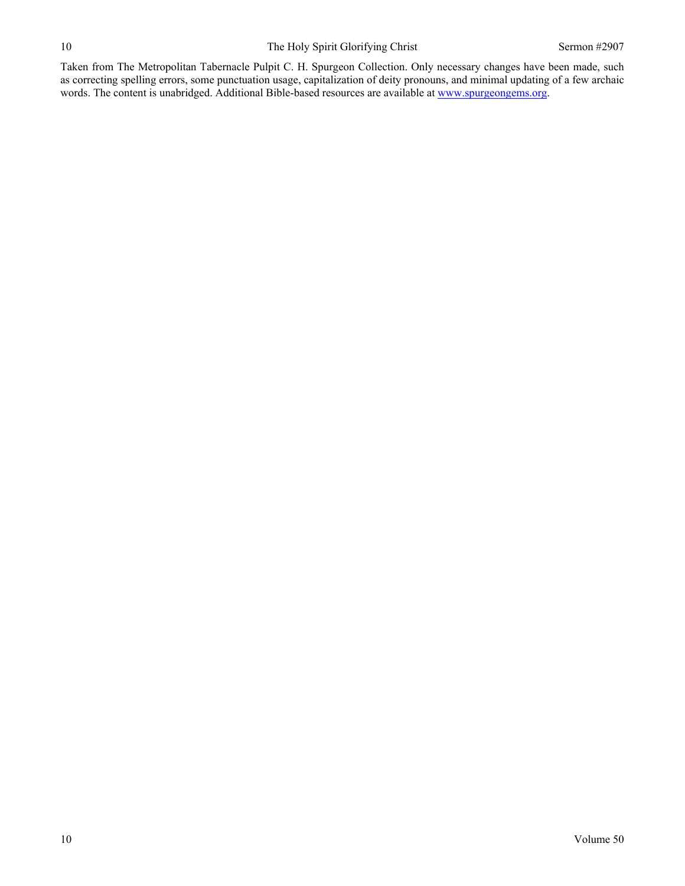Taken from The Metropolitan Tabernacle Pulpit C. H. Spurgeon Collection. Only necessary changes have been made, such as correcting spelling errors, some punctuation usage, capitalization of deity pronouns, and minimal updating of a few archaic words. The content is unabridged. Additional Bible-based resources are available at [www.spurgeongems.org](http://www.spurgeongems.org).